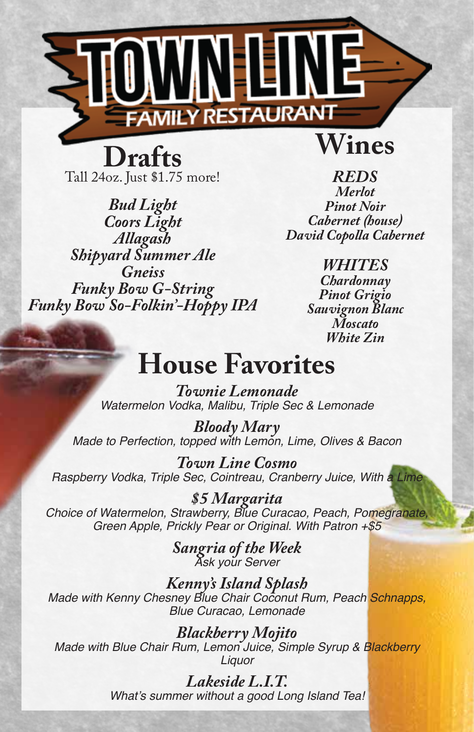# TOWN LINE

FAMILY RESTAURANT

## Drafts

Tall 24oz. Just $1.75 more!

*Bud Light*
*Coors Light*
*Allagash*
*Shipyard Summer Ale*
*Gneiss*
*Funky Bow G-String*
*Funky Bow So-Folkin'-Hoppy IPA*

## Wines

### *REDS*

*Merlot*
*Pinot Noir*
*Cabernet (house)*
*David Copolla Cabernet*

### *WHITES*

*Chardonnay*
*Pinot Grigio*
*Sauvignon Blanc*
*Moscato*
*White Zin*

## House Favorites

***Townie Lemonade***
*Watermelon Vodka, Malibu, Triple Sec & Lemonade*

***Bloody Mary***
*Made to Perfection, topped with Lemon, Lime, Olives & Bacon*

***Town Line Cosmo***
*Raspberry Vodka, Triple Sec, Cointreau, Cranberry Juice, With a Lime*

***$5 Margarita***
*Choice of Watermelon, Strawberry, Blue Curacao, Peach, Pomegranate, Green Apple, Prickly Pear or Original. With Patron +$5*

***Sangria of the Week***
*Ask your Server*

***Kenny's Island Splash***
*Made with Kenny Chesney Blue Chair Coconut Rum, Peach Schnapps, Blue Curacao, Lemonade*

***Blackberry Mojito***
*Made with Blue Chair Rum, Lemon Juice, Simple Syrup & Blackberry Liquor*

***Lakeside L.I.T.***
*What's summer without a good Long Island Tea!*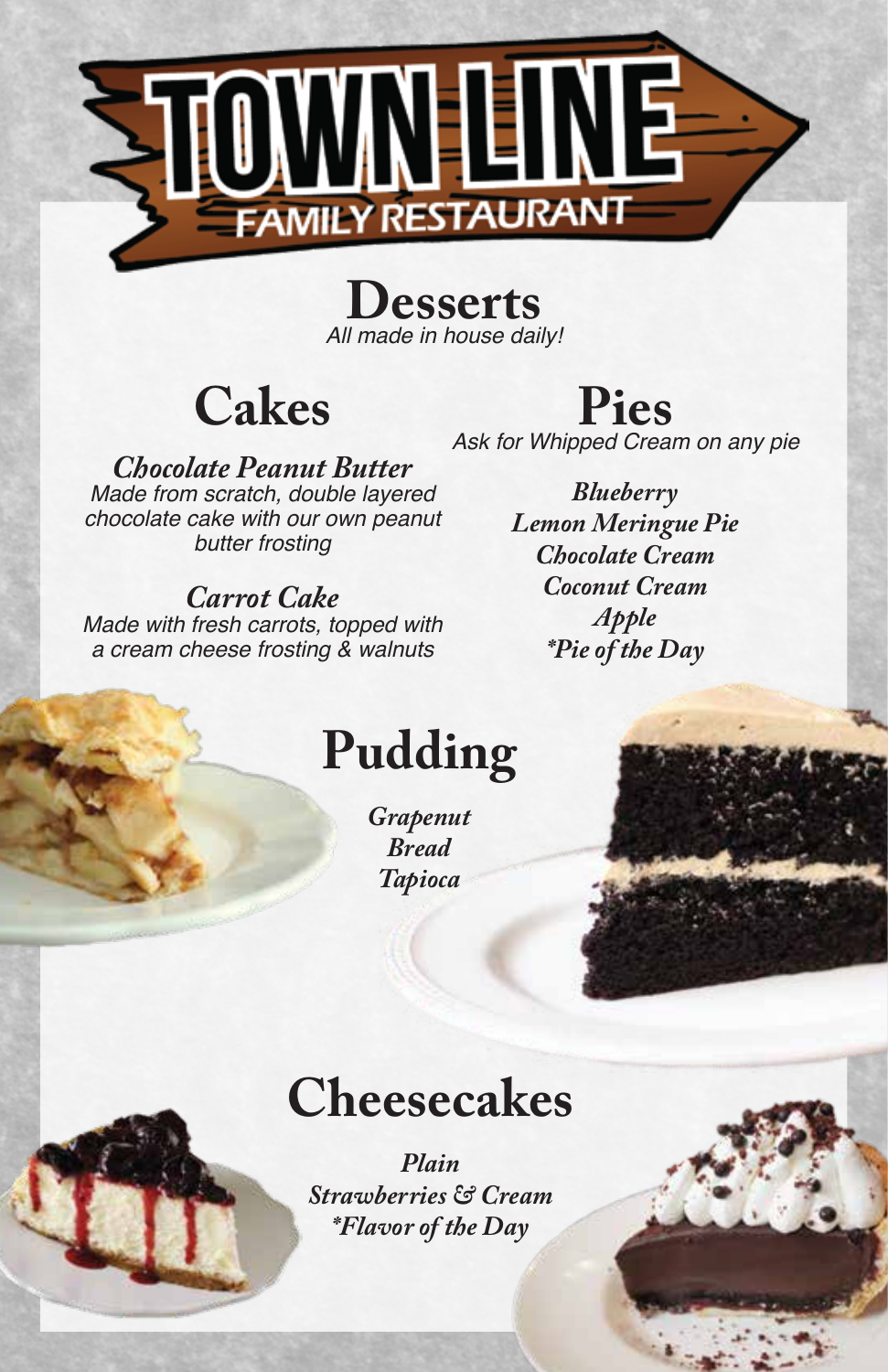# TOWN LINE
## FAMILY RESTAURANT

# Desserts

*All made in house daily!*

## Cakes

***Chocolate Peanut Butter***
*Made from scratch, double layered chocolate cake with our own peanut butter frosting*

***Carrot Cake***
*Made with fresh carrots, topped with a cream cheese frosting & walnuts*

## Pies

*Ask for Whipped Cream on any pie*

- *Blueberry*
- *Lemon Meringue Pie*
- *Chocolate Cream*
- *Coconut Cream*
- *Apple*
- *\*Pie of the Day*

## Pudding

- *Grapenut*
- *Bread*
- *Tapioca*

## Cheesecakes

- *Plain*
- *Strawberries & Cream*
- *\*Flavor of the Day*